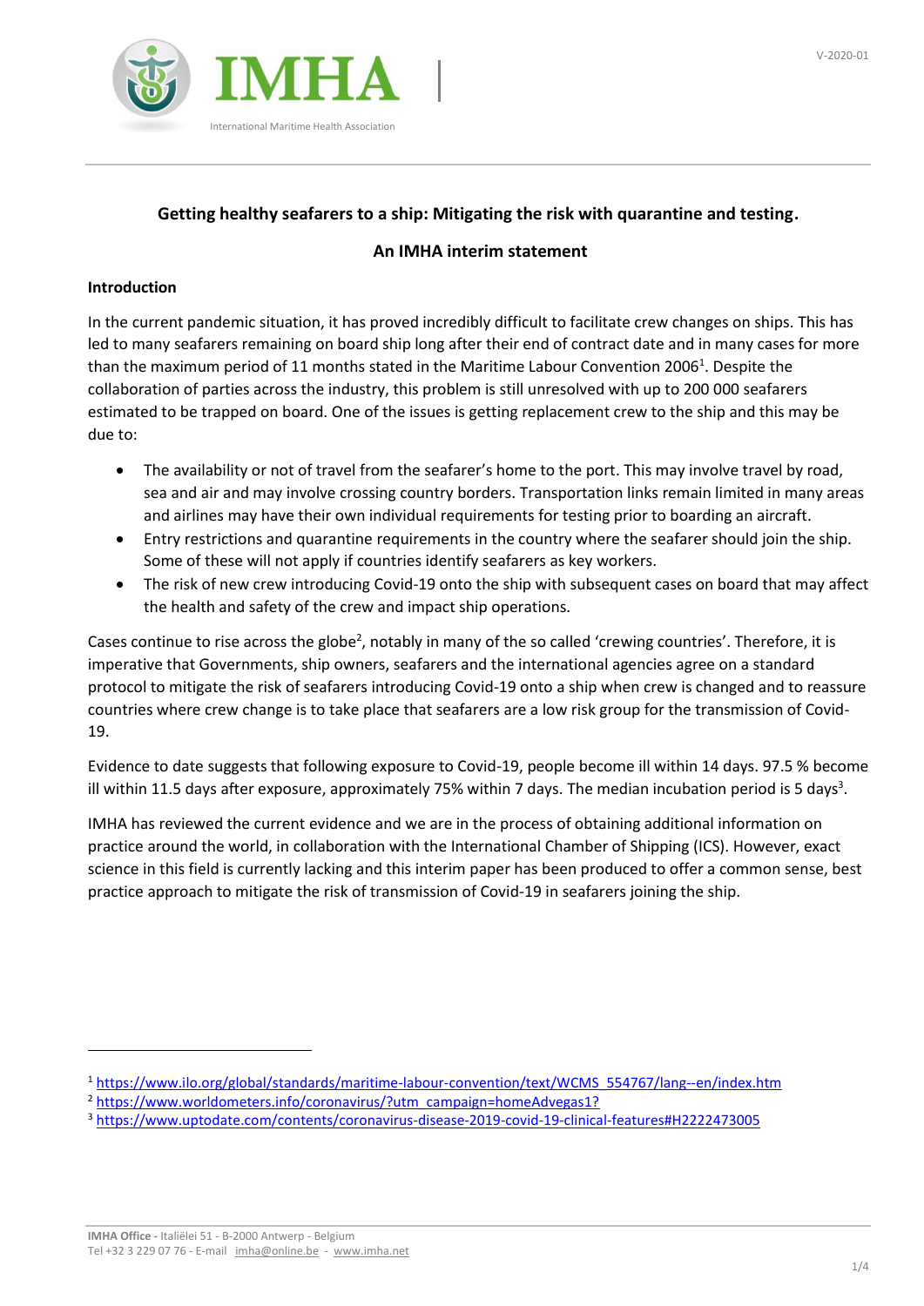# Getting healthy seafarers to a ship: Mitigating the risk with quarantine and testing.

## An IMHA interim statement

### Introduction

In the current pandemic situation, it has proved incredibly difficult to facilitate crew changes on ships. This has led to many seafarers remaining on board ship long after their end of contract date and in many cases for more than the maximum period of 11 months stated in the Maritime Labour Convention 2006[1]. Despite the collaboration of parties across the industry, this problem is still unresolved with up to 200 000 seafarers estimated to be trapped on board. One of the issues is getting replacement crew to the ship and this may be due to:

- The availability or not of travel from the seafarer's home to the port. This may involve travel by road, sea and air and may involve crossing country borders. Transportation links remain limited in many areas and airlines may have their own individual requirements for testing prior to boarding an aircraft.
- Entry restrictions and quarantine requirements in the country where the seafarer should join the ship. Some of these will not apply if countries identify seafarers as key workers.
- The risk of new crew introducing Covid-19 onto the ship with subsequent cases on board that may affect the health and safety of the crew and impact ship operations.

Cases continue to rise across the globe[2], notably in many of the so called 'crewing countries'. Therefore, it is imperative that Governments, ship owners, seafarers and the international agencies agree on a standard protocol to mitigate the risk of seafarers introducing Covid-19 onto a ship when crew is changed and to reassure countries where crew change is to take place that seafarers are a low risk group for the transmission of Covid-19.

Evidence to date suggests that following exposure to Covid-19, people become ill within 14 days. 97.5 % become ill within 11.5 days after exposure, approximately 75% within 7 days. The median incubation period is 5 days[3].

IMHA has reviewed the current evidence and we are in the process of obtaining additional information on practice around the world, in collaboration with the International Chamber of Shipping (ICS). However, exact science in this field is currently lacking and this interim paper has been produced to offer a common sense, best practice approach to mitigate the risk of transmission of Covid-19 in seafarers joining the ship.

---

[1] https://www.ilo.org/global/standards/maritime-labour-convention/text/WCMS_554767/lang--en/index.htm

[2] https://www.worldometers.info/coronavirus/?utm_campaign=homeAdvegas1?

[3] https://www.uptodate.com/contents/coronavirus-disease-2019-covid-19-clinical-features#H2222473005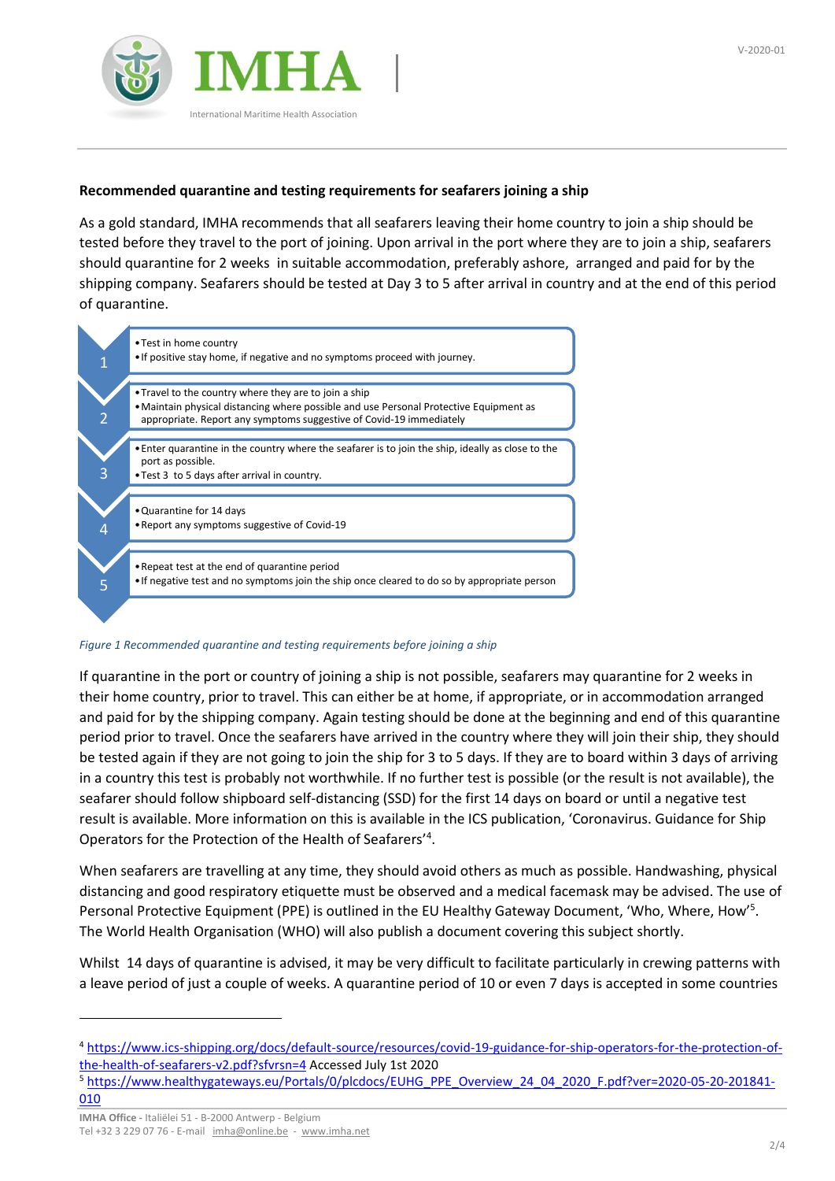**Recommended quarantine and testing requirements for seafarers joining a ship**

As a gold standard, IMHA recommends that all seafarers leaving their home country to join a ship should be tested before they travel to the port of joining. Upon arrival in the port where they are to join a ship, seafarers should quarantine for 2 weeks in suitable accommodation, preferably ashore, arranged and paid for by the shipping company. Seafarers should be tested at Day 3 to 5 after arrival in country and at the end of this period of quarantine.

1.
   - Test in home country
   - If positive stay home, if negative and no symptoms proceed with journey.
2.
   - Travel to the country where they are to join a ship
   - Maintain physical distancing where possible and use Personal Protective Equipment as appropriate. Report any symptoms suggestive of Covid-19 immediately
3.
   - Enter quarantine in the country where the seafarer is to join the ship, ideally as close to the port as possible.
   - Test 3 to 5 days after arrival in country.
4.
   - Quarantine for 14 days
   - Report any symptoms suggestive of Covid-19
5.
   - Repeat test at the end of quarantine period
   - If negative test and no symptoms join the ship once cleared to do so by appropriate person

*Figure 1 Recommended quarantine and testing requirements before joining a ship*

If quarantine in the port or country of joining a ship is not possible, seafarers may quarantine for 2 weeks in their home country, prior to travel. This can either be at home, if appropriate, or in accommodation arranged and paid for by the shipping company. Again testing should be done at the beginning and end of this quarantine period prior to travel. Once the seafarers have arrived in the country where they will join their ship, they should be tested again if they are not going to join the ship for 3 to 5 days. If they are to board within 3 days of arriving in a country this test is probably not worthwhile. If no further test is possible (or the result is not available), the seafarer should follow shipboard self-distancing (SSD) for the first 14 days on board or until a negative test result is available. More information on this is available in the ICS publication, 'Coronavirus. Guidance for Ship Operators for the Protection of the Health of Seafarers'[4].

When seafarers are travelling at any time, they should avoid others as much as possible. Handwashing, physical distancing and good respiratory etiquette must be observed and a medical facemask may be advised. The use of Personal Protective Equipment (PPE) is outlined in the EU Healthy Gateway Document, 'Who, Where, How'[5]. The World Health Organisation (WHO) will also publish a document covering this subject shortly.

Whilst 14 days of quarantine is advised, it may be very difficult to facilitate particularly in crewing patterns with a leave period of just a couple of weeks. A quarantine period of 10 or even 7 days is accepted in some countries

---

[4] https://www.ics-shipping.org/docs/default-source/resources/covid-19-guidance-for-ship-operators-for-the-protection-of-the-health-of-seafarers-v2.pdf?sfvrsn=4 Accessed July 1st 2020

[5] https://www.healthygateways.eu/Portals/0/plcdocs/EUHG_PPE_Overview_24_04_2020_F.pdf?ver=2020-05-20-201841-010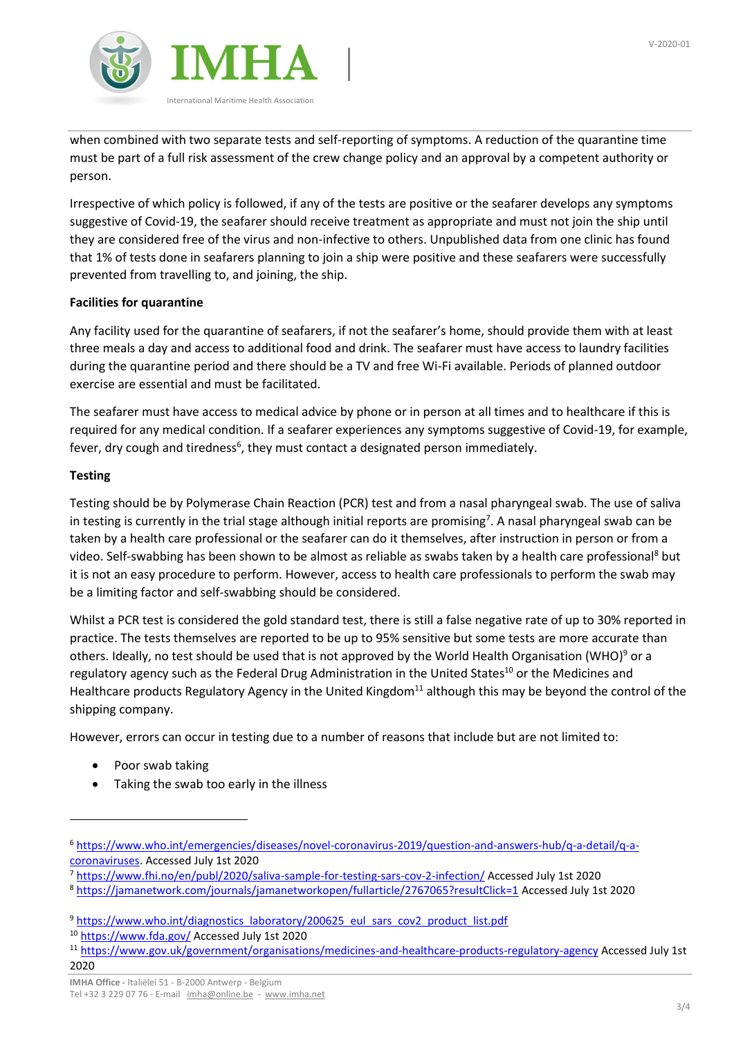when combined with two separate tests and self-reporting of symptoms. A reduction of the quarantine time must be part of a full risk assessment of the crew change policy and an approval by a competent authority or person.

Irrespective of which policy is followed, if any of the tests are positive or the seafarer develops any symptoms suggestive of Covid-19, the seafarer should receive treatment as appropriate and must not join the ship until they are considered free of the virus and non-infective to others. Unpublished data from one clinic has found that 1% of tests done in seafarers planning to join a ship were positive and these seafarers were successfully prevented from travelling to, and joining, the ship.

**Facilities for quarantine**

Any facility used for the quarantine of seafarers, if not the seafarer's home, should provide them with at least three meals a day and access to additional food and drink. The seafarer must have access to laundry facilities during the quarantine period and there should be a TV and free Wi-Fi available. Periods of planned outdoor exercise are essential and must be facilitated.

The seafarer must have access to medical advice by phone or in person at all times and to healthcare if this is required for any medical condition. If a seafarer experiences any symptoms suggestive of Covid-19, for example, fever, dry cough and tiredness[6], they must contact a designated person immediately.

**Testing**

Testing should be by Polymerase Chain Reaction (PCR) test and from a nasal pharyngeal swab. The use of saliva in testing is currently in the trial stage although initial reports are promising[7]. A nasal pharyngeal swab can be taken by a health care professional or the seafarer can do it themselves, after instruction in person or from a video. Self-swabbing has been shown to be almost as reliable as swabs taken by a health care professional[8] but it is not an easy procedure to perform. However, access to health care professionals to perform the swab may be a limiting factor and self-swabbing should be considered.

Whilst a PCR test is considered the gold standard test, there is still a false negative rate of up to 30% reported in practice. The tests themselves are reported to be up to 95% sensitive but some tests are more accurate than others. Ideally, no test should be used that is not approved by the World Health Organisation (WHO)[9] or a regulatory agency such as the Federal Drug Administration in the United States[10] or the Medicines and Healthcare products Regulatory Agency in the United Kingdom[11] although this may be beyond the control of the shipping company.

However, errors can occur in testing due to a number of reasons that include but are not limited to:

- Poor swab taking
- Taking the swab too early in the illness

---

[6] https://www.who.int/emergencies/diseases/novel-coronavirus-2019/question-and-answers-hub/q-a-detail/q-a-coronaviruses. Accessed July 1st 2020

[7] https://www.fhi.no/en/publ/2020/saliva-sample-for-testing-sars-cov-2-infection/ Accessed July 1st 2020

[8] https://jamanetwork.com/journals/jamanetworkopen/fullarticle/2767065?resultClick=1 Accessed July 1st 2020

[9] https://www.who.int/diagnostics_laboratory/200625_eul_sars_cov2_product_list.pdf

[10] https://www.fda.gov/ Accessed July 1st 2020

[11] https://www.gov.uk/government/organisations/medicines-and-healthcare-products-regulatory-agency Accessed July 1st 2020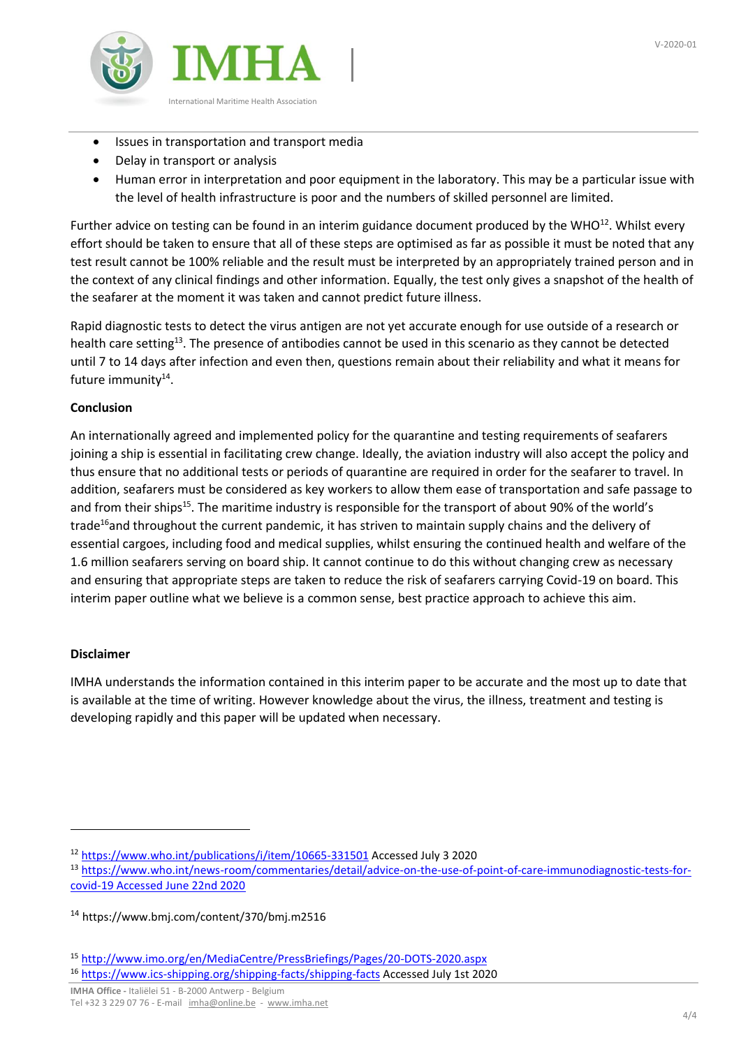- Issues in transportation and transport media
- Delay in transport or analysis
- Human error in interpretation and poor equipment in the laboratory. This may be a particular issue with the level of health infrastructure is poor and the numbers of skilled personnel are limited.

Further advice on testing can be found in an interim guidance document produced by the WHO[12]. Whilst every effort should be taken to ensure that all of these steps are optimised as far as possible it must be noted that any test result cannot be 100% reliable and the result must be interpreted by an appropriately trained person and in the context of any clinical findings and other information. Equally, the test only gives a snapshot of the health of the seafarer at the moment it was taken and cannot predict future illness.

Rapid diagnostic tests to detect the virus antigen are not yet accurate enough for use outside of a research or health care setting[13]. The presence of antibodies cannot be used in this scenario as they cannot be detected until 7 to 14 days after infection and even then, questions remain about their reliability and what it means for future immunity[14].

**Conclusion**

An internationally agreed and implemented policy for the quarantine and testing requirements of seafarers joining a ship is essential in facilitating crew change. Ideally, the aviation industry will also accept the policy and thus ensure that no additional tests or periods of quarantine are required in order for the seafarer to travel. In addition, seafarers must be considered as key workers to allow them ease of transportation and safe passage to and from their ships[15]. The maritime industry is responsible for the transport of about 90% of the world's trade[16]and throughout the current pandemic, it has striven to maintain supply chains and the delivery of essential cargoes, including food and medical supplies, whilst ensuring the continued health and welfare of the 1.6 million seafarers serving on board ship. It cannot continue to do this without changing crew as necessary and ensuring that appropriate steps are taken to reduce the risk of seafarers carrying Covid-19 on board. This interim paper outline what we believe is a common sense, best practice approach to achieve this aim.

**Disclaimer**

IMHA understands the information contained in this interim paper to be accurate and the most up to date that is available at the time of writing. However knowledge about the virus, the illness, treatment and testing is developing rapidly and this paper will be updated when necessary.

---

[12] https://www.who.int/publications/i/item/10665-331501 Accessed July 3 2020

[13] https://www.who.int/news-room/commentaries/detail/advice-on-the-use-of-point-of-care-immunodiagnostic-tests-for-covid-19 Accessed June 22nd 2020

[14] https://www.bmj.com/content/370/bmj.m2516

[15] http://www.imo.org/en/MediaCentre/PressBriefings/Pages/20-DOTS-2020.aspx

[16] https://www.ics-shipping.org/shipping-facts/shipping-facts Accessed July 1st 2020